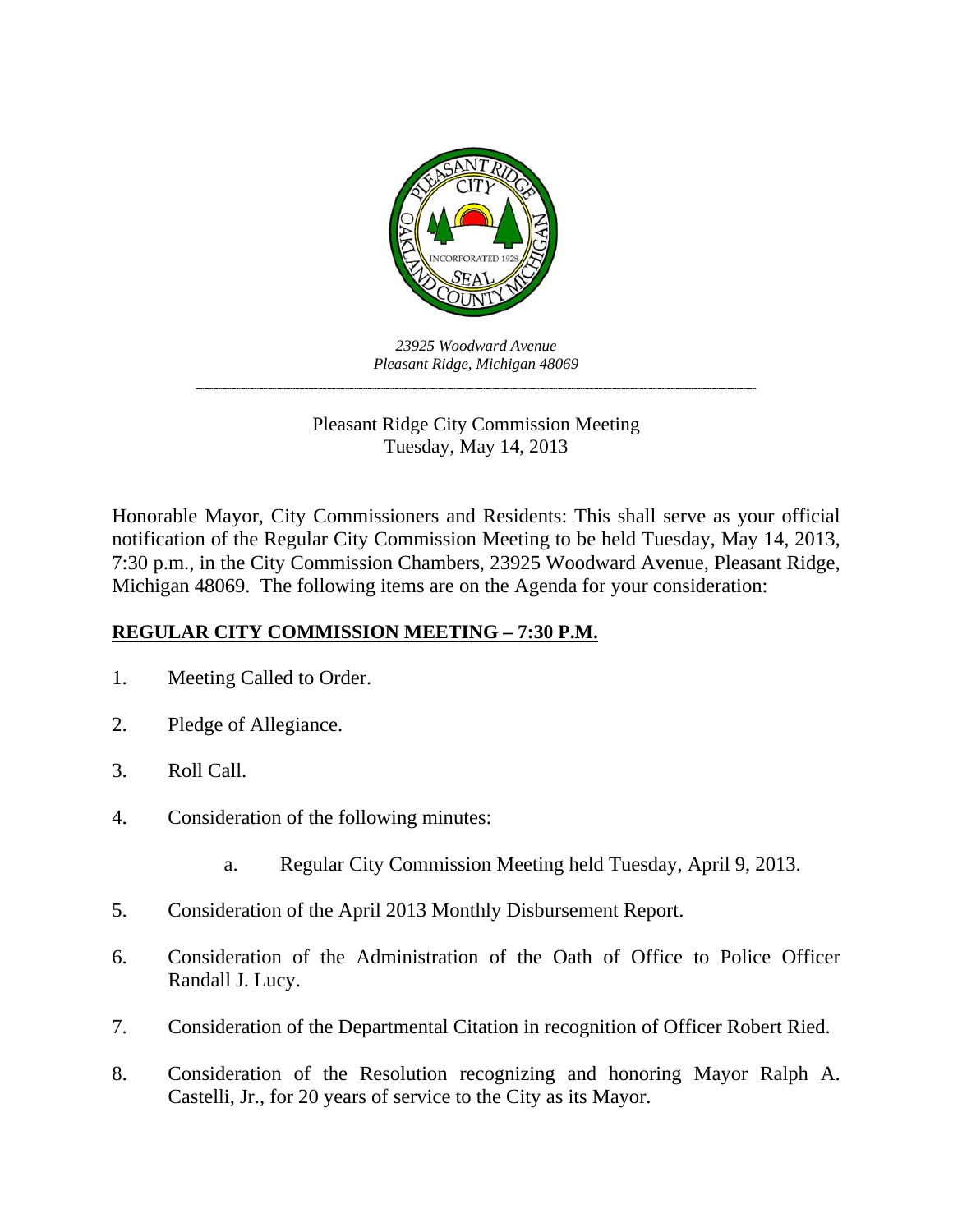*23925 Woodward Avenue*
*Pleasant Ridge, Michigan 48069*

---

Pleasant Ridge City Commission Meeting
Tuesday, May 14, 2013

Honorable Mayor, City Commissioners and Residents: This shall serve as your official notification of the Regular City Commission Meeting to be held Tuesday, May 14, 2013, 7:30 p.m., in the City Commission Chambers, 23925 Woodward Avenue, Pleasant Ridge, Michigan 48069. The following items are on the Agenda for your consideration:

**REGULAR CITY COMMISSION MEETING – 7:30 P.M.**

1. Meeting Called to Order.

2. Pledge of Allegiance.

3. Roll Call.

4. Consideration of the following minutes:

   a. Regular City Commission Meeting held Tuesday, April 9, 2013.

5. Consideration of the April 2013 Monthly Disbursement Report.

6. Consideration of the Administration of the Oath of Office to Police Officer Randall J. Lucy.

7. Consideration of the Departmental Citation in recognition of Officer Robert Ried.

8. Consideration of the Resolution recognizing and honoring Mayor Ralph A. Castelli, Jr., for 20 years of service to the City as its Mayor.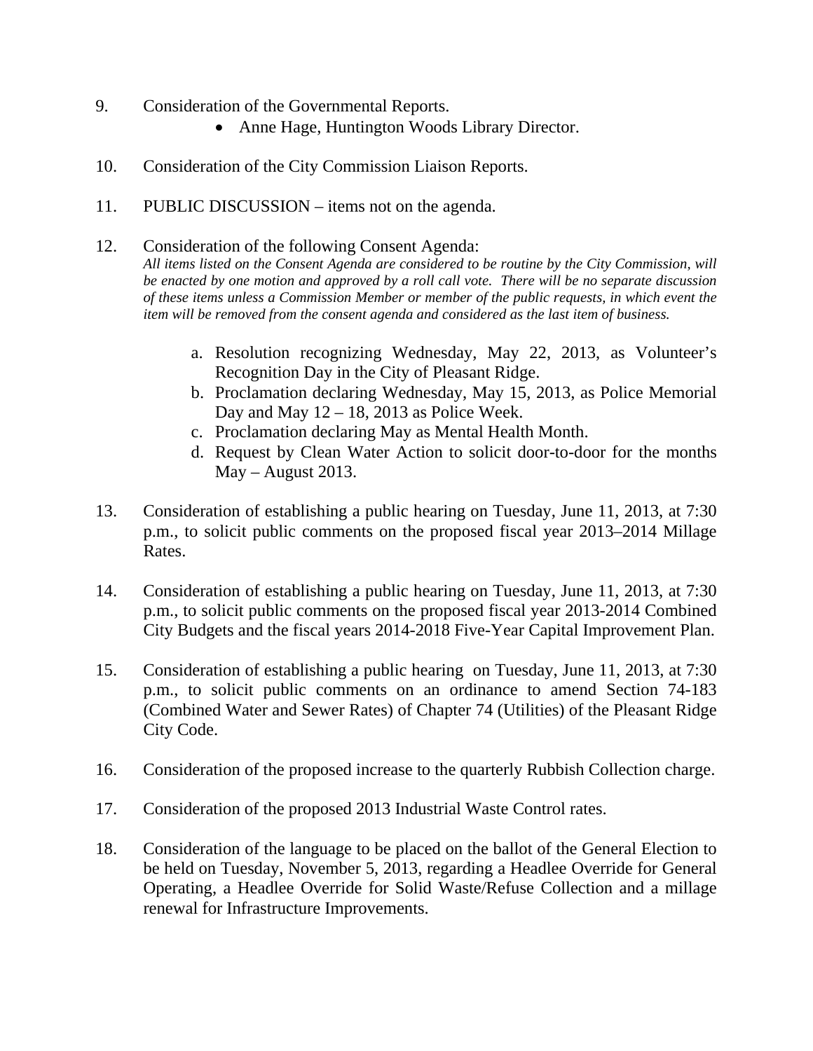9. Consideration of the Governmental Reports.
    - Anne Hage, Huntington Woods Library Director.

10. Consideration of the City Commission Liaison Reports.

11. PUBLIC DISCUSSION – items not on the agenda.

12. Consideration of the following Consent Agenda:
    *All items listed on the Consent Agenda are considered to be routine by the City Commission, will be enacted by one motion and approved by a roll call vote. There will be no separate discussion of these items unless a Commission Member or member of the public requests, in which event the item will be removed from the consent agenda and considered as the last item of business.*

    a. Resolution recognizing Wednesday, May 22, 2013, as Volunteer's Recognition Day in the City of Pleasant Ridge.
    b. Proclamation declaring Wednesday, May 15, 2013, as Police Memorial Day and May 12 – 18, 2013 as Police Week.
    c. Proclamation declaring May as Mental Health Month.
    d. Request by Clean Water Action to solicit door-to-door for the months May – August 2013.

13. Consideration of establishing a public hearing on Tuesday, June 11, 2013, at 7:30 p.m., to solicit public comments on the proposed fiscal year 2013–2014 Millage Rates.

14. Consideration of establishing a public hearing on Tuesday, June 11, 2013, at 7:30 p.m., to solicit public comments on the proposed fiscal year 2013-2014 Combined City Budgets and the fiscal years 2014-2018 Five-Year Capital Improvement Plan.

15. Consideration of establishing a public hearing on Tuesday, June 11, 2013, at 7:30 p.m., to solicit public comments on an ordinance to amend Section 74-183 (Combined Water and Sewer Rates) of Chapter 74 (Utilities) of the Pleasant Ridge City Code.

16. Consideration of the proposed increase to the quarterly Rubbish Collection charge.

17. Consideration of the proposed 2013 Industrial Waste Control rates.

18. Consideration of the language to be placed on the ballot of the General Election to be held on Tuesday, November 5, 2013, regarding a Headlee Override for General Operating, a Headlee Override for Solid Waste/Refuse Collection and a millage renewal for Infrastructure Improvements.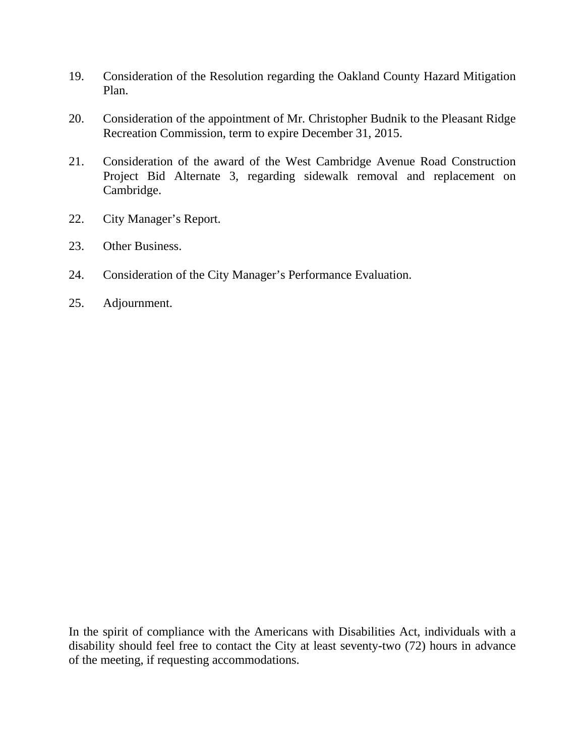19. Consideration of the Resolution regarding the Oakland County Hazard Mitigation Plan.

20. Consideration of the appointment of Mr. Christopher Budnik to the Pleasant Ridge Recreation Commission, term to expire December 31, 2015.

21. Consideration of the award of the West Cambridge Avenue Road Construction Project Bid Alternate 3, regarding sidewalk removal and replacement on Cambridge.

22. City Manager's Report.

23. Other Business.

24. Consideration of the City Manager's Performance Evaluation.

25. Adjournment.

In the spirit of compliance with the Americans with Disabilities Act, individuals with a disability should feel free to contact the City at least seventy-two (72) hours in advance of the meeting, if requesting accommodations.